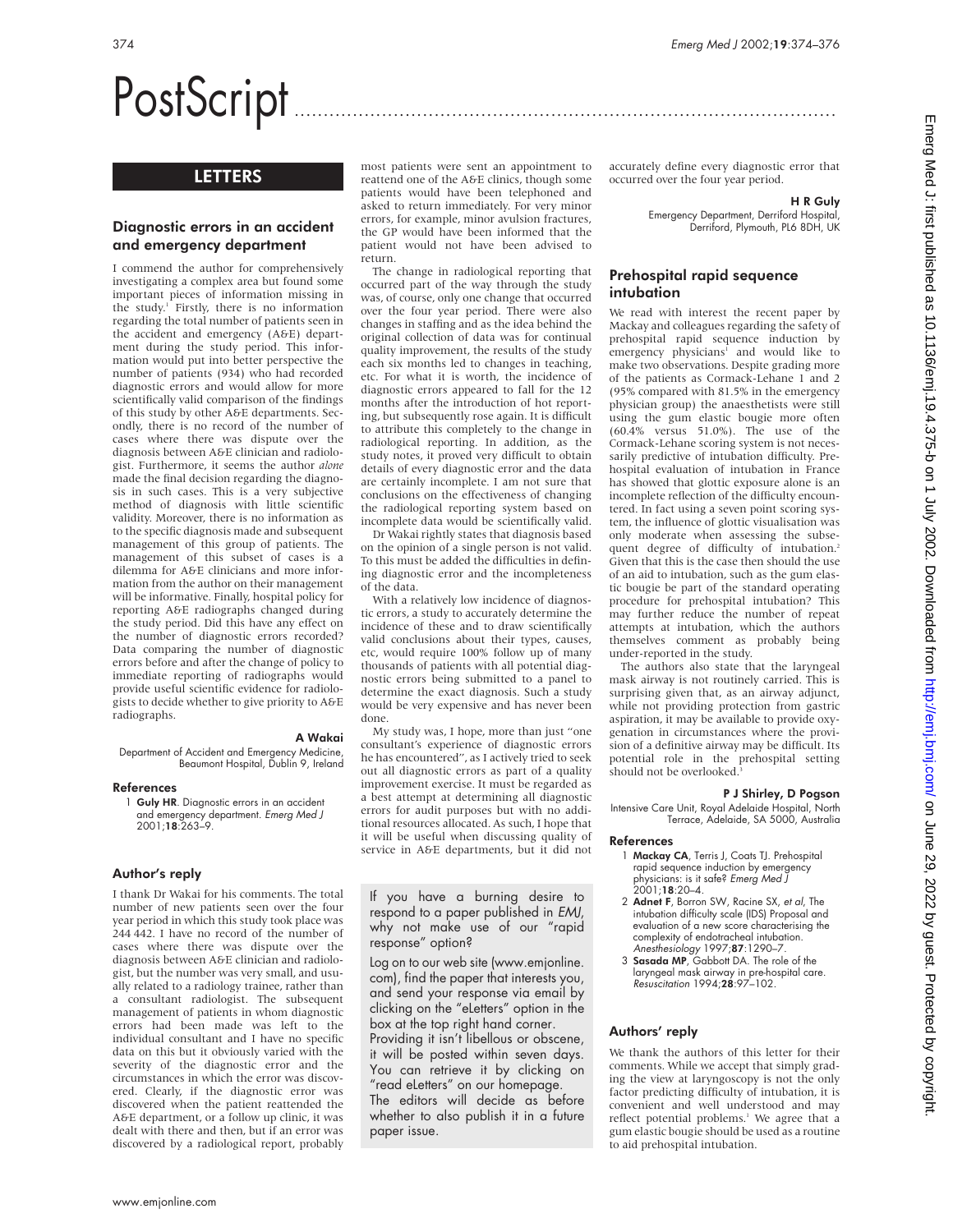# PostScript

## LETTERS

### Diagnostic errors in an accident and emergency department

I commend the author for comprehensively investigating a complex area but found some important pieces of information missing in the study.[1] Firstly, there is no information regarding the total number of patients seen in the accident and emergency (A&E) department during the study period. This information would put into better perspective the number of patients (934) who had recorded diagnostic errors and would allow for more scientifically valid comparison of the findings of this study by other A&E departments. Secondly, there is no record of the number of cases where there was dispute over the diagnosis between A&E clinician and radiologist. Furthermore, it seems the author *alone* made the final decision regarding the diagnosis in such cases. This is a very subjective method of diagnosis with little scientific validity. Moreover, there is no information as to the specific diagnosis made and subsequent management of this group of patients. The management of this subset of cases is a dilemma for A&E clinicians and more information from the author on their management will be informative. Finally, hospital policy for reporting A&E radiographs changed during the study period. Did this have any effect on the number of diagnostic errors recorded? Data comparing the number of diagnostic errors before and after the change of policy to immediate reporting of radiographs would provide useful scientific evidence for radiologists to decide whether to give priority to A&E radiographs.

**A Wakai**
Department of Accident and Emergency Medicine, Beaumont Hospital, Dublin 9, Ireland

#### References

1 **Guly HR**. Diagnostic errors in an accident and emergency department. *Emerg Med J* 2001;**18**:263–9.

### Author's reply

I thank Dr Wakai for his comments. The total number of new patients seen over the four year period in which this study took place was 244 442. I have no record of the number of cases where there was dispute over the diagnosis between A&E clinician and radiologist, but the number was very small, and usually related to a radiology trainee, rather than a consultant radiologist. The subsequent management of patients in whom diagnostic errors had been made was left to the individual consultant and I have no specific data on this but it obviously varied with the severity of the diagnostic error and the circumstances in which the error was discovered. Clearly, if the diagnostic error was discovered when the patient reattended the A&E department, or a follow up clinic, it was dealt with there and then, but if an error was discovered by a radiological report, probably most patients were sent an appointment to reattend one of the A&E clinics, though some patients would have been telephoned and asked to return immediately. For very minor errors, for example, minor avulsion fractures, the GP would have been informed that the patient would not have been advised to return.

The change in radiological reporting that occurred part of the way through the study was, of course, only one change that occurred over the four year period. There were also changes in staffing and as the idea behind the original collection of data was for continual quality improvement, the results of the study each six months led to changes in teaching, etc. For what it is worth, the incidence of diagnostic errors appeared to fall for the 12 months after the introduction of hot reporting, but subsequently rose again. It is difficult to attribute this completely to the change in radiological reporting. In addition, as the study notes, it proved very difficult to obtain details of every diagnostic error and the data are certainly incomplete. I am not sure that conclusions on the effectiveness of changing the radiological reporting system based on incomplete data would be scientifically valid.

Dr Wakai rightly states that diagnosis based on the opinion of a single person is not valid. To this must be added the difficulties in defining diagnostic error and the incompleteness of the data.

With a relatively low incidence of diagnostic errors, a study to accurately determine the incidence of these and to draw scientifically valid conclusions about their types, causes, etc, would require 100% follow up of many thousands of patients with all potential diagnostic errors being submitted to a panel to determine the exact diagnosis. Such a study would be very expensive and has never been done.

My study was, I hope, more than just "one consultant's experience of diagnostic errors he has encountered", as I actively tried to seek out all diagnostic errors as part of a quality improvement exercise. It must be regarded as a best attempt at determining all diagnostic errors for audit purposes but with no additional resources allocated. As such, I hope that it will be useful when discussing quality of service in A&E departments, but it did not accurately define every diagnostic error that occurred over the four year period.

**H R Guly**
Emergency Department, Derriford Hospital, Derriford, Plymouth, PL6 8DH, UK

> If you have a burning desire to respond to a paper published in *EMJ*, why not make use of our "rapid response" option?
>
> Log on to our web site (www.emjonline.com), find the paper that interests you, and send your response via email by clicking on the "eLetters" option in the box at the top right hand corner.
>
> Providing it isn't libellous or obscene, it will be posted within seven days. You can retrieve it by clicking on "read eLetters" on our homepage.
>
> The editors will decide as before whether to also publish it in a future paper issue.

### Prehospital rapid sequence intubation

We read with interest the recent paper by Mackay and colleagues regarding the safety of prehospital rapid sequence induction by emergency physicians[1] and would like to make two observations. Despite grading more of the patients as Cormack-Lehane 1 and 2 (95% compared with 81.5% in the emergency physician group) the anaesthetists were still using the gum elastic bougie more often (60.4% versus 51.0%). The use of the Cormack-Lehane scoring system is not necessarily predictive of intubation difficulty. Prehospital evaluation of intubation in France has showed that glottic exposure alone is an incomplete reflection of the difficulty encountered. In fact using a seven point scoring system, the influence of glottic visualisation was only moderate when assessing the subsequent degree of difficulty of intubation.[2] Given that this is the case then should the use of an aid to intubation, such as the gum elastic bougie be part of the standard operating procedure for prehospital intubation? This may further reduce the number of repeat attempts at intubation, which the authors themselves comment as probably being under-reported in the study.

The authors also state that the laryngeal mask airway is not routinely carried. This is surprising given that, as an airway adjunct, while not providing protection from gastric aspiration, it may be available to provide oxygenation in circumstances where the provision of a definitive airway may be difficult. Its potential role in the prehospital setting should not be overlooked.[3]

**P J Shirley, D Pogson**
Intensive Care Unit, Royal Adelaide Hospital, North Terrace, Adelaide, SA 5000, Australia

#### References

1 **Mackay CA**, Terris J, Coats TJ. Prehospital rapid sequence induction by emergency physicians: is it safe? *Emerg Med J* 2001;**18**:20–4.

2 **Adnet F**, Borron SW, Racine SX, *et al*, The intubation difficulty scale (IDS) Proposal and evaluation of a new score characterising the complexity of endotracheal intubation. *Anesthesiology* 1997;**87**:1290–7.

3 **Sasada MP**, Gabbott DA. The role of the laryngeal mask airway in pre-hospital care. *Resuscitation* 1994;**28**:97–102.

### Authors' reply

We thank the authors of this letter for their comments. While we accept that simply grading the view at laryngoscopy is not the only factor predicting difficulty of intubation, it is convenient and well understood and may reflect potential problems.[1] We agree that a gum elastic bougie should be used as a routine to aid prehospital intubation.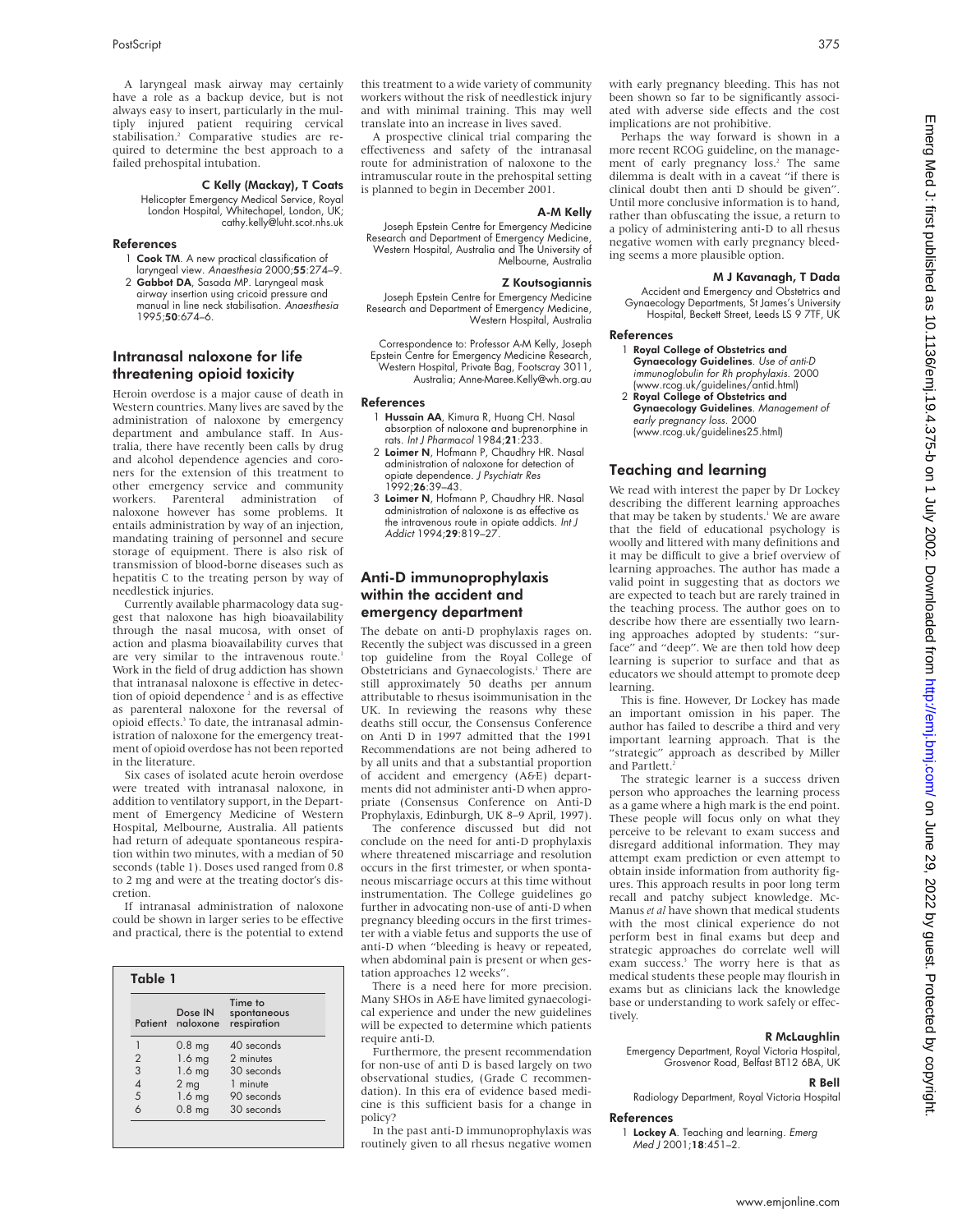A laryngeal mask airway may certainly have a role as a backup device, but is not always easy to insert, particularly in the multiply injured patient requiring cervical stabilisation.[2] Comparative studies are required to determine the best approach to a failed prehospital intubation.

**C Kelly (Mackay), T Coats**

Helicopter Emergency Medical Service, Royal London Hospital, Whitechapel, London, UK; cathy.kelly@luht.scot.nhs.uk

### References

1. **Cook TM**. A new practical classification of laryngeal view. *Anaesthesia* 2000;**55**:274–9.
2. **Gabbot DA**, Sasada MP. Laryngeal mask airway insertion using cricoid pressure and manual in line neck stabilisation. *Anaesthesia* 1995;**50**:674–6.

## Intranasal naloxone for life threatening opioid toxicity

Heroin overdose is a major cause of death in Western countries. Many lives are saved by the administration of naloxone by emergency department and ambulance staff. In Australia, there have recently been calls by drug and alcohol dependence agencies and coroners for the extension of this treatment to other emergency service and community workers. Parenteral administration of naloxone however has some problems. It entails administration by way of an injection, mandating training of personnel and secure storage of equipment. There is also risk of transmission of blood-borne diseases such as hepatitis C to the treating person by way of needlestick injuries.

Currently available pharmacology data suggest that naloxone has high bioavailability through the nasal mucosa, with onset of action and plasma bioavailability curves that are very similar to the intravenous route.[1] Work in the field of drug addiction has shown that intranasal naloxone is effective in detection of opioid dependence [2] and is as effective as parenteral naloxone for the reversal of opioid effects.[3] To date, the intranasal administration of naloxone for the emergency treatment of opioid overdose has not been reported in the literature.

Six cases of isolated acute heroin overdose were treated with intranasal naloxone, in addition to ventilatory support, in the Department of Emergency Medicine of Western Hospital, Melbourne, Australia. All patients had return of adequate spontaneous respiration within two minutes, with a median of 50 seconds (table 1). Doses used ranged from 0.8 to 2 mg and were at the treating doctor's discretion.

If intranasal administration of naloxone could be shown in larger series to be effective and practical, there is the potential to extend this treatment to a wide variety of community workers without the risk of needlestick injury and with minimal training. This may well translate into an increase in lives saved.

A prospective clinical trial comparing the effectiveness and safety of the intranasal route for administration of naloxone to the intramuscular route in the prehospital setting is planned to begin in December 2001.

**Table 1**

| Patient | Dose IN naloxone | Time to spontaneous respiration |
|---|---|---|
| 1 | 0.8 mg | 40 seconds |
| 2 | 1.6 mg | 2 minutes |
| 3 | 1.6 mg | 30 seconds |
| 4 | 2 mg | 1 minute |
| 5 | 1.6 mg | 90 seconds |
| 6 | 0.8 mg | 30 seconds |

**A-M Kelly**

Joseph Epstein Centre for Emergency Medicine Research and Department of Emergency Medicine, Western Hospital, Australia and The University of Melbourne, Australia

**Z Koutsogiannis**

Joseph Epstein Centre for Emergency Medicine Research and Department of Emergency Medicine, Western Hospital, Australia

Correspondence to: Professor A-M Kelly, Joseph Epstein Centre for Emergency Medicine Research, Western Hospital, Private Bag, Footscray 3011, Australia; Anne-Maree.Kelly@wh.org.au

### References

1. **Hussain AA**, Kimura R, Huang CH. Nasal absorption of naloxone and buprenorphine in rats. *Int J Pharmacol* 1984;**21**:233.
2. **Loimer N**, Hofmann P, Chaudhry HR. Nasal administration of naloxone for detection of opiate dependence. *J Psychiatr Res* 1992;**26**:39–43.
3. **Loimer N**, Hofmann P, Chaudhry HR. Nasal administration of naloxone is as effective as the intravenous route in opiate addicts. *Int J Addict* 1994;**29**:819–27.

## Anti-D immunoprophylaxis within the accident and emergency department

The debate on anti-D prophylaxis rages on. Recently the subject was discussed in a green top guideline from the Royal College of Obstetricians and Gynaecologists.[1] There are still approximately 50 deaths per annum attributable to rhesus isoimmunisation in the UK. In reviewing the reasons why these deaths still occur, the Consensus Conference on Anti D in 1997 admitted that the 1991 Recommendations are not being adhered to by all units and that a substantial proportion of accident and emergency (A&E) departments did not administer anti-D when appropriate (Consensus Conference on Anti-D Prophylaxis, Edinburgh, UK 8–9 April, 1997).

The conference discussed but did not conclude on the need for anti-D prophylaxis where threatened miscarriage and resolution occurs in the first trimester, or when spontaneous miscarriage occurs at this time without instrumentation. The College guidelines go further in advocating non-use of anti-D when pregnancy bleeding occurs in the first trimester with a viable fetus and supports the use of anti-D when "bleeding is heavy or repeated, when abdominal pain is present or when gestation approaches 12 weeks".

There is a need here for more precision. Many SHOs in A&E have limited gynaecological experience and under the new guidelines will be expected to determine which patients require anti-D.

Furthermore, the present recommendation for non-use of anti D is based largely on two observational studies, (Grade C recommendation). In this era of evidence based medicine is this sufficient basis for a change in policy?

In the past anti-D immunoprophylaxis was routinely given to all rhesus negative women with early pregnancy bleeding. This has not been shown so far to be significantly associated with adverse side effects and the cost implications are not prohibitive.

Perhaps the way forward is shown in a more recent RCOG guideline, on the management of early pregnancy loss.[2] The same dilemma is dealt with in a caveat "if there is clinical doubt then anti D should be given". Until more conclusive information is to hand, rather than obfuscating the issue, a return to a policy of administering anti-D to all rhesus negative women with early pregnancy bleeding seems a more plausible option.

**M J Kavanagh, T Dada**

Accident and Emergency and Obstetrics and Gynaecology Departments, St James's University Hospital, Beckett Street, Leeds LS 9 7TF, UK

### References

1. **Royal College of Obstetrics and Gynaecology Guidelines**. *Use of anti-D immunoglobulin for Rh prophylaxis*. 2000 (www.rcog.uk/guidelines/antid.html)
2. **Royal College of Obstetrics and Gynaecology Guidelines**. *Management of early pregnancy loss*. 2000 (www.rcog.uk/guidelines25.html)

## Teaching and learning

We read with interest the paper by Dr Lockey describing the different learning approaches that may be taken by students.[1] We are aware that the field of educational psychology is woolly and littered with many definitions and it may be difficult to give a brief overview of learning approaches. The author has made a valid point in suggesting that as doctors we are expected to teach but are rarely trained in the teaching process. The author goes on to describe how there are essentially two learning approaches adopted by students: "surface" and "deep". We are then told how deep learning is superior to surface and that as educators we should attempt to promote deep learning.

This is fine. However, Dr Lockey has made an important omission in his paper. The author has failed to describe a third and very important learning approach. That is the "strategic" approach as described by Miller and Partlett.[2]

The strategic learner is a success driven person who approaches the learning process as a game where a high mark is the end point. These people will focus only on what they perceive to be relevant to exam success and disregard additional information. They may attempt exam prediction or even attempt to obtain inside information from authority figures. This approach results in poor long term recall and patchy subject knowledge. McManus *et al* have shown that medical students with the most clinical experience do not perform best in final exams but deep and strategic approaches do correlate well will exam success.[3] The worry here is that as medical students these people may flourish in exams but as clinicians lack the knowledge base or understanding to work safely or effectively.

**R McLaughlin**

Emergency Department, Royal Victoria Hospital, Grosvenor Road, Belfast BT12 6BA, UK

**R Bell**

Radiology Department, Royal Victoria Hospital

### References

1. **Lockey A**. Teaching and learning. *Emerg Med J* 2001;**18**:451–2.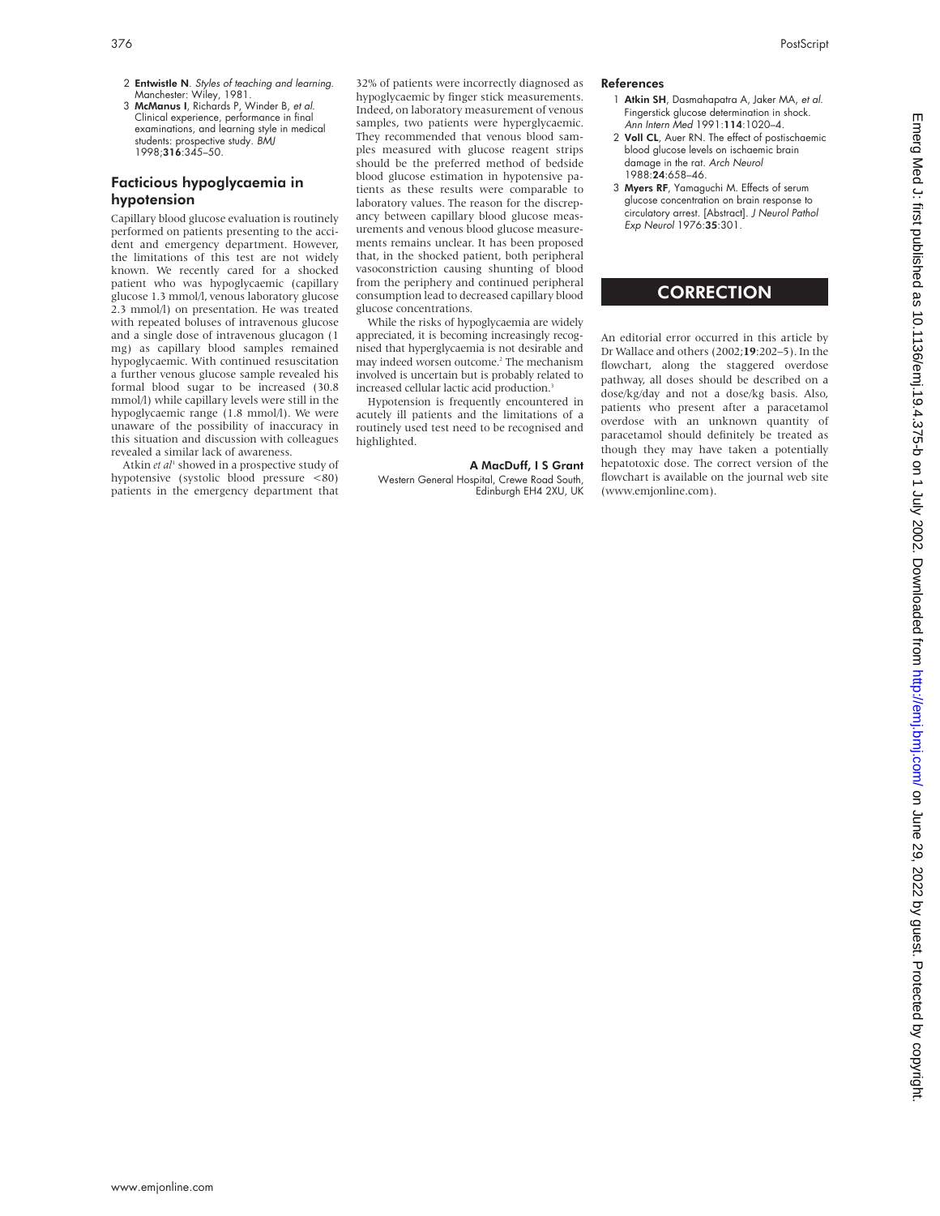2 **Entwistle N**. *Styles of teaching and learning.* Manchester: Wiley, 1981.
3 **McManus I**, Richards P, Winder B, *et al.* Clinical experience, performance in final examinations, and learning style in medical students: prospective study. *BMJ* 1998;**316**:345–50.

## Facticious hypoglycaemia in hypotension

Capillary blood glucose evaluation is routinely performed on patients presenting to the accident and emergency department. However, the limitations of this test are not widely known. We recently cared for a shocked patient who was hypoglycaemic (capillary glucose 1.3 mmol/l, venous laboratory glucose 2.3 mmol/l) on presentation. He was treated with repeated boluses of intravenous glucose and a single dose of intravenous glucagon (1 mg) as capillary blood samples remained hypoglycaemic. With continued resuscitation a further venous glucose sample revealed his formal blood sugar to be increased (30.8 mmol/l) while capillary levels were still in the hypoglycaemic range (1.8 mmol/l). We were unaware of the possibility of inaccuracy in this situation and discussion with colleagues revealed a similar lack of awareness.

Atkin *et al*[1] showed in a prospective study of hypotensive (systolic blood pressure <80) patients in the emergency department that 32% of patients were incorrectly diagnosed as hypoglycaemic by finger stick measurements. Indeed, on laboratory measurement of venous samples, two patients were hyperglycaemic. They recommended that venous blood samples measured with glucose reagent strips should be the preferred method of bedside blood glucose estimation in hypotensive patients as these results were comparable to laboratory values. The reason for the discrepancy between capillary blood glucose measurements and venous blood glucose measurements remains unclear. It has been proposed that, in the shocked patient, both peripheral vasoconstriction causing shunting of blood from the periphery and continued peripheral consumption lead to decreased capillary blood glucose concentrations.

While the risks of hypoglycaemia are widely appreciated, it is becoming increasingly recognised that hyperglycaemia is not desirable and may indeed worsen outcome.[2] The mechanism involved is uncertain but is probably related to increased cellular lactic acid production.[3]

Hypotension is frequently encountered in acutely ill patients and the limitations of a routinely used test need to be recognised and highlighted.

**A MacDuff, I S Grant**
Western General Hospital, Crewe Road South, Edinburgh EH4 2XU, UK

### References

1 **Atkin SH**, Dasmahapatra A, Jaker MA, *et al.* Fingerstick glucose determination in shock. *Ann Intern Med* 1991:**114**:1020–4.
2 **Voll CL**, Auer RN. The effect of postischaemic blood glucose levels on ischaemic brain damage in the rat. *Arch Neurol* 1988:**24**:658–46.
3 **Myers RF**, Yamaguchi M. Effects of serum glucose concentration on brain response to circulatory arrest. [Abstract]. *J Neurol Pathol Exp Neurol* 1976:**35**:301.

## CORRECTION

An editorial error occurred in this article by Dr Wallace and others (2002;**19**:202–5). In the flowchart, along the staggered overdose pathway, all doses should be described on a dose/kg/day and not a dose/kg basis. Also, patients who present after a paracetamol overdose with an unknown quantity of paracetamol should definitely be treated as though they may have taken a potentially hepatotoxic dose. The correct version of the flowchart is available on the journal web site (www.emjonline.com).